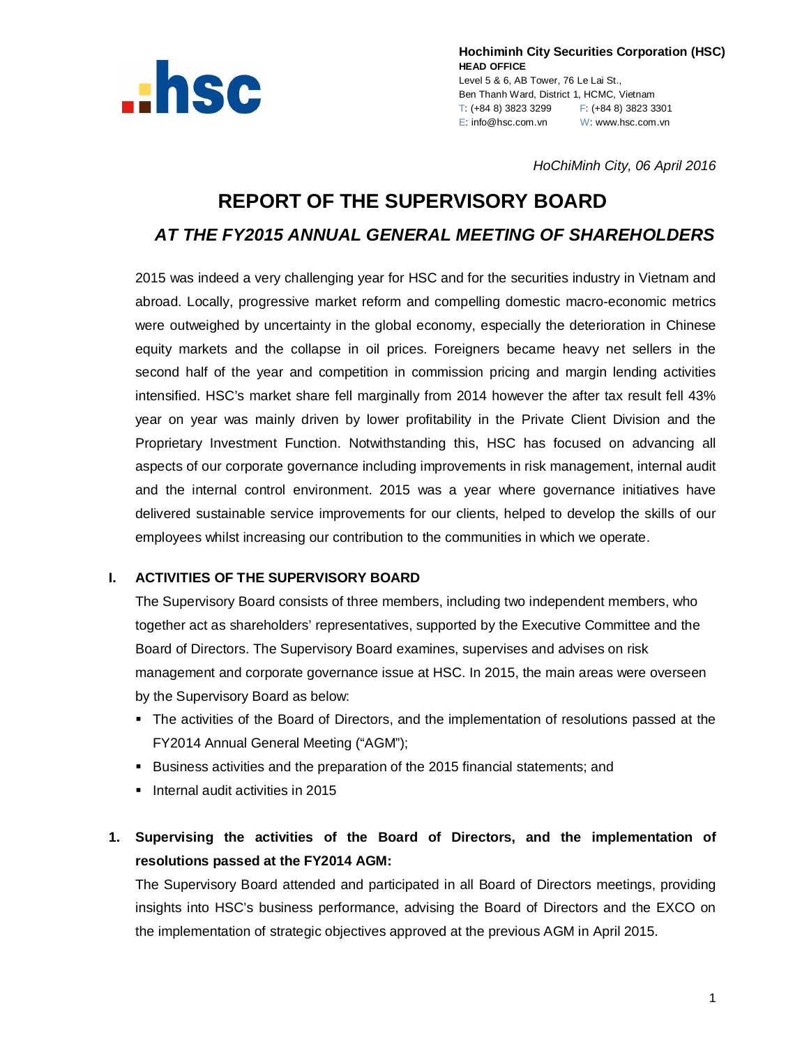**Hochiminh City Securities Corporation (HSC)**
**HEAD OFFICE**
Level 5 & 6, AB Tower, 76 Le Lai St.,
Ben Thanh Ward, District 1, HCMC, Vietnam
T: (+84 8) 3823 3299 F: (+84 8) 3823 3301
E: info@hsc.com.vn W: www.hsc.com.vn

*HoChiMinh City, 06 April 2016*

# REPORT OF THE SUPERVISORY BOARD

## *AT THE FY2015 ANNUAL GENERAL MEETING OF SHAREHOLDERS*

2015 was indeed a very challenging year for HSC and for the securities industry in Vietnam and abroad. Locally, progressive market reform and compelling domestic macro-economic metrics were outweighed by uncertainty in the global economy, especially the deterioration in Chinese equity markets and the collapse in oil prices. Foreigners became heavy net sellers in the second half of the year and competition in commission pricing and margin lending activities intensified. HSC's market share fell marginally from 2014 however the after tax result fell 43% year on year was mainly driven by lower profitability in the Private Client Division and the Proprietary Investment Function. Notwithstanding this, HSC has focused on advancing all aspects of our corporate governance including improvements in risk management, internal audit and the internal control environment. 2015 was a year where governance initiatives have delivered sustainable service improvements for our clients, helped to develop the skills of our employees whilst increasing our contribution to the communities in which we operate.

### I. ACTIVITIES OF THE SUPERVISORY BOARD

The Supervisory Board consists of three members, including two independent members, who together act as shareholders' representatives, supported by the Executive Committee and the Board of Directors. The Supervisory Board examines, supervises and advises on risk management and corporate governance issue at HSC. In 2015, the main areas were overseen by the Supervisory Board as below:

- The activities of the Board of Directors, and the implementation of resolutions passed at the FY2014 Annual General Meeting ("AGM");
- Business activities and the preparation of the 2015 financial statements; and
- Internal audit activities in 2015

### 1. Supervising the activities of the Board of Directors, and the implementation of resolutions passed at the FY2014 AGM:

The Supervisory Board attended and participated in all Board of Directors meetings, providing insights into HSC's business performance, advising the Board of Directors and the EXCO on the implementation of strategic objectives approved at the previous AGM in April 2015.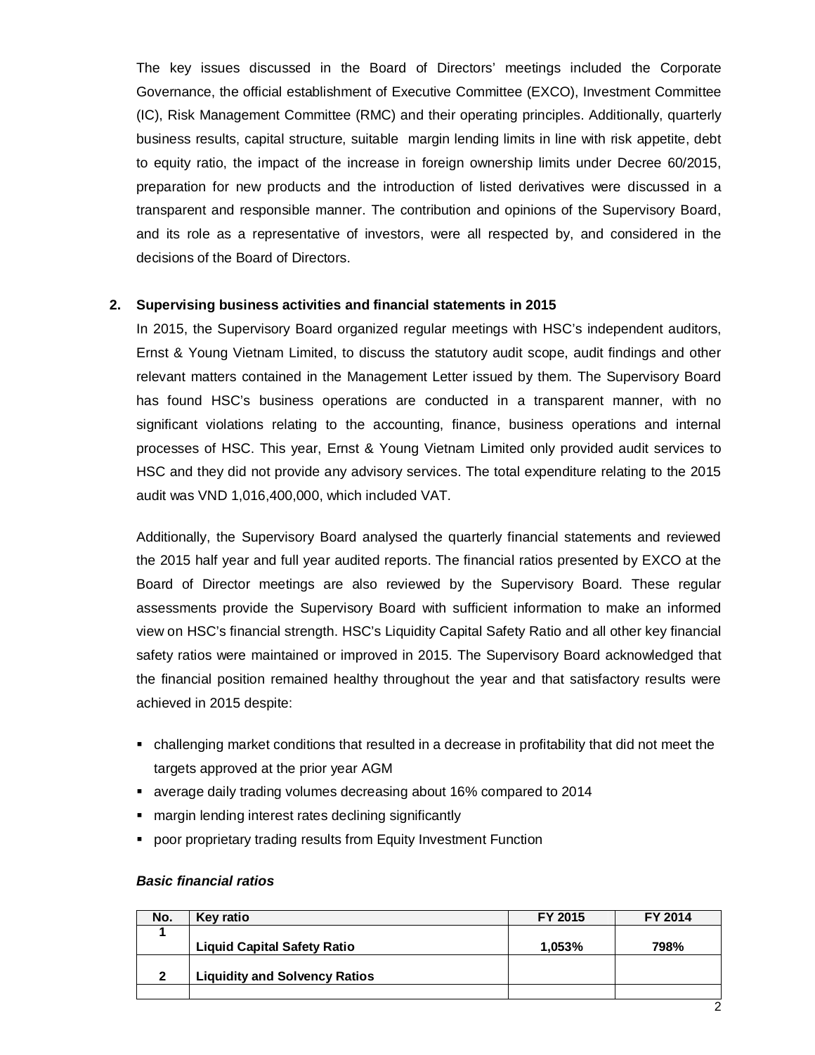The key issues discussed in the Board of Directors' meetings included the Corporate Governance, the official establishment of Executive Committee (EXCO), Investment Committee (IC), Risk Management Committee (RMC) and their operating principles. Additionally, quarterly business results, capital structure, suitable margin lending limits in line with risk appetite, debt to equity ratio, the impact of the increase in foreign ownership limits under Decree 60/2015, preparation for new products and the introduction of listed derivatives were discussed in a transparent and responsible manner. The contribution and opinions of the Supervisory Board, and its role as a representative of investors, were all respected by, and considered in the decisions of the Board of Directors.

**2. Supervising business activities and financial statements in 2015**

In 2015, the Supervisory Board organized regular meetings with HSC's independent auditors, Ernst & Young Vietnam Limited, to discuss the statutory audit scope, audit findings and other relevant matters contained in the Management Letter issued by them. The Supervisory Board has found HSC's business operations are conducted in a transparent manner, with no significant violations relating to the accounting, finance, business operations and internal processes of HSC. This year, Ernst & Young Vietnam Limited only provided audit services to HSC and they did not provide any advisory services. The total expenditure relating to the 2015 audit was VND 1,016,400,000, which included VAT.

Additionally, the Supervisory Board analysed the quarterly financial statements and reviewed the 2015 half year and full year audited reports. The financial ratios presented by EXCO at the Board of Director meetings are also reviewed by the Supervisory Board. These regular assessments provide the Supervisory Board with sufficient information to make an informed view on HSC's financial strength. HSC's Liquidity Capital Safety Ratio and all other key financial safety ratios were maintained or improved in 2015. The Supervisory Board acknowledged that the financial position remained healthy throughout the year and that satisfactory results were achieved in 2015 despite:

- challenging market conditions that resulted in a decrease in profitability that did not meet the targets approved at the prior year AGM
- average daily trading volumes decreasing about 16% compared to 2014
- margin lending interest rates declining significantly
- poor proprietary trading results from Equity Investment Function

***Basic financial ratios***

| No. | Key ratio | FY 2015 | FY 2014 |
|---|---|---|---|
| 1 | **Liquid Capital Safety Ratio** | **1,053%** | **798%** |
| 2 | **Liquidity and Solvency Ratios** | | |
| | | | |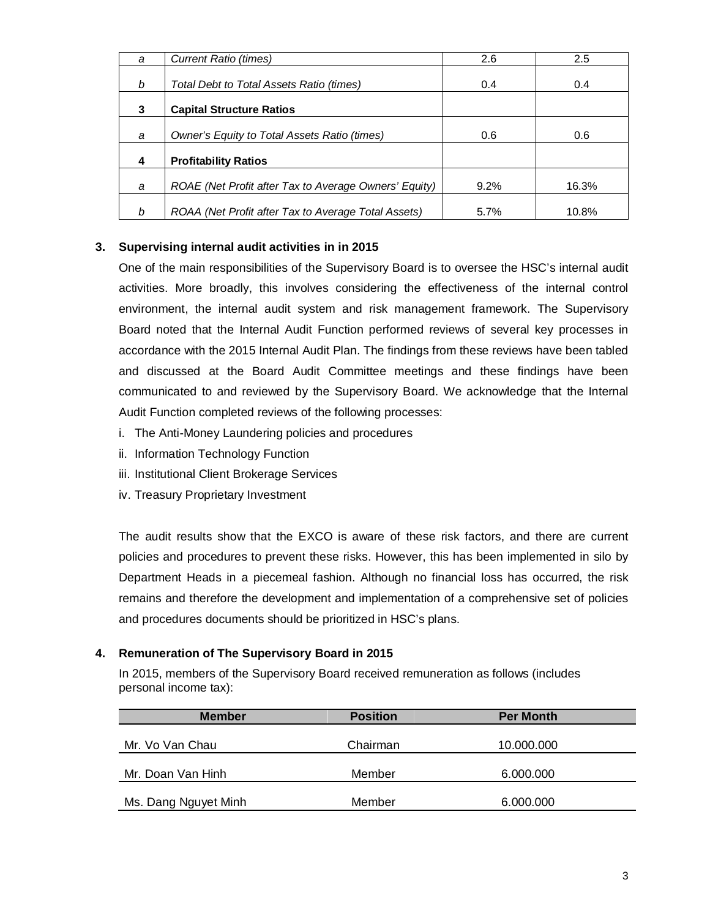| | | | |
|---|---|---|---|
| *a* | *Current Ratio (times)* | 2.6 | 2.5 |
| *b* | *Total Debt to Total Assets Ratio (times)* | 0.4 | 0.4 |
| **3** | **Capital Structure Ratios** | | |
| *a* | *Owner's Equity to Total Assets Ratio (times)* | 0.6 | 0.6 |
| **4** | **Profitability Ratios** | | |
| *a* | *ROAE (Net Profit after Tax to Average Owners' Equity)* | 9.2% | 16.3% |
| *b* | *ROAA (Net Profit after Tax to Average Total Assets)* | 5.7% | 10.8% |

**3. Supervising internal audit activities in in 2015**

One of the main responsibilities of the Supervisory Board is to oversee the HSC's internal audit activities. More broadly, this involves considering the effectiveness of the internal control environment, the internal audit system and risk management framework. The Supervisory Board noted that the Internal Audit Function performed reviews of several key processes in accordance with the 2015 Internal Audit Plan. The findings from these reviews have been tabled and discussed at the Board Audit Committee meetings and these findings have been communicated to and reviewed by the Supervisory Board. We acknowledge that the Internal Audit Function completed reviews of the following processes:

i. The Anti-Money Laundering policies and procedures
ii. Information Technology Function
iii. Institutional Client Brokerage Services
iv. Treasury Proprietary Investment

The audit results show that the EXCO is aware of these risk factors, and there are current policies and procedures to prevent these risks. However, this has been implemented in silo by Department Heads in a piecemeal fashion. Although no financial loss has occurred, the risk remains and therefore the development and implementation of a comprehensive set of policies and procedures documents should be prioritized in HSC's plans.

**4. Remuneration of The Supervisory Board in 2015**

In 2015, members of the Supervisory Board received remuneration as follows (includes personal income tax):

| Member | Position | Per Month |
|---|---|---|
| Mr. Vo Van Chau | Chairman | 10.000.000 |
| Mr. Doan Van Hinh | Member | 6.000.000 |
| Ms. Dang Nguyet Minh | Member | 6.000.000 |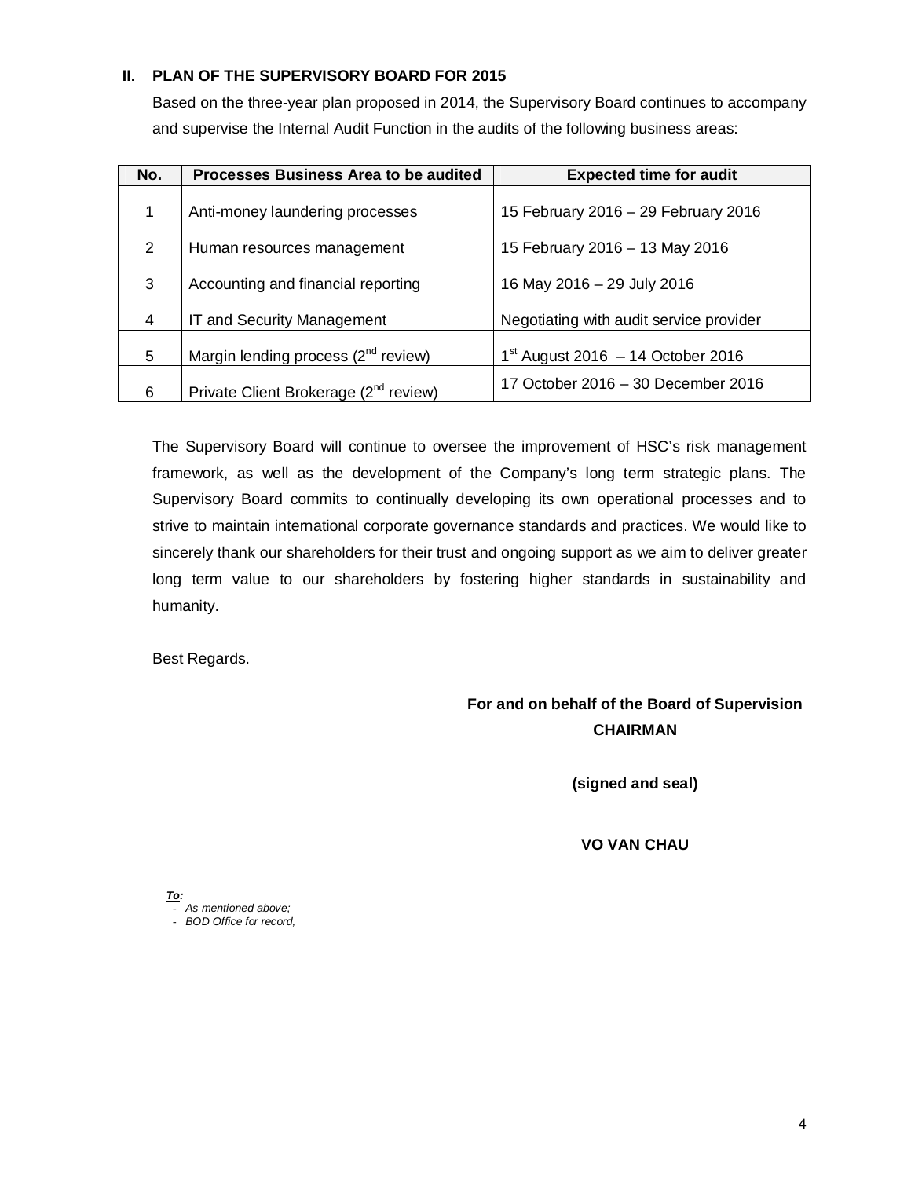## II. PLAN OF THE SUPERVISORY BOARD FOR 2015

Based on the three-year plan proposed in 2014, the Supervisory Board continues to accompany and supervise the Internal Audit Function in the audits of the following business areas:

| No. | Processes Business Area to be audited | Expected time for audit |
|---|---|---|
| 1 | Anti-money laundering processes | 15 February 2016 – 29 February 2016 |
| 2 | Human resources management | 15 February 2016 – 13 May 2016 |
| 3 | Accounting and financial reporting | 16 May 2016 – 29 July 2016 |
| 4 | IT and Security Management | Negotiating with audit service provider |
| 5 | Margin lending process (2nd review) | 1st August 2016 – 14 October 2016 |
| 6 | Private Client Brokerage (2nd review) | 17 October 2016 – 30 December 2016 |

The Supervisory Board will continue to oversee the improvement of HSC's risk management framework, as well as the development of the Company's long term strategic plans. The Supervisory Board commits to continually developing its own operational processes and to strive to maintain international corporate governance standards and practices. We would like to sincerely thank our shareholders for their trust and ongoing support as we aim to deliver greater long term value to our shareholders by fostering higher standards in sustainability and humanity.

Best Regards.

**For and on behalf of the Board of Supervision**
**CHAIRMAN**

**(signed and seal)**

**VO VAN CHAU**

***To:***
- *As mentioned above;*
- *BOD Office for record,*